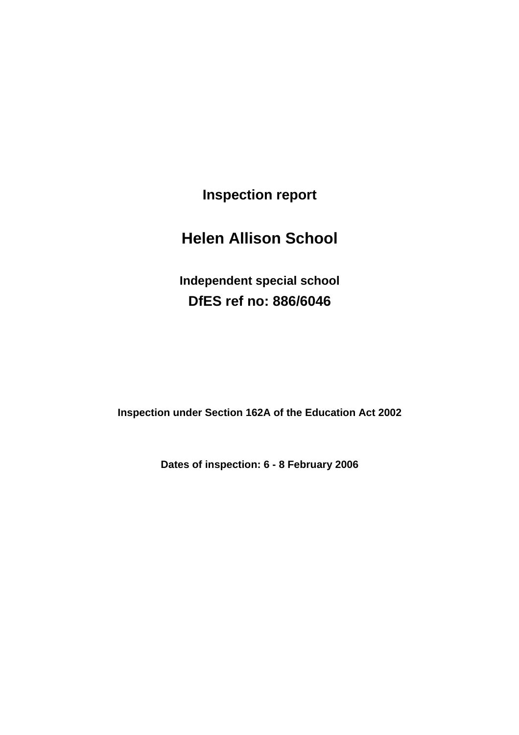# Inspection report

# Helen Allison School

**Independent special school**

**DfES ref no: 886/6046**

**Inspection under Section 162A of the Education Act 2002**

**Dates of inspection: 6 - 8 February 2006**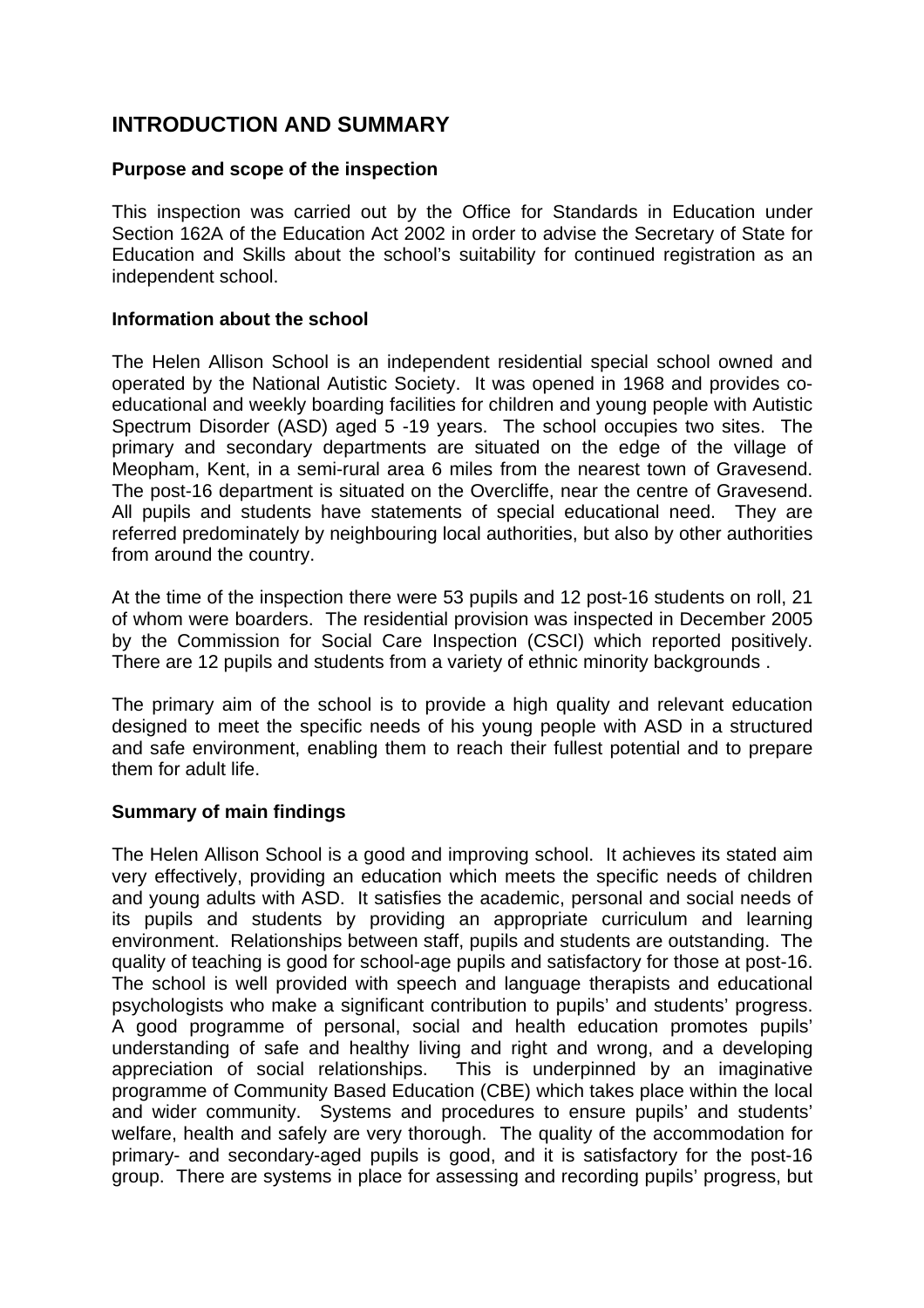# INTRODUCTION AND SUMMARY

### Purpose and scope of the inspection

This inspection was carried out by the Office for Standards in Education under Section 162A of the Education Act 2002 in order to advise the Secretary of State for Education and Skills about the school's suitability for continued registration as an independent school.

### Information about the school

The Helen Allison School is an independent residential special school owned and operated by the National Autistic Society. It was opened in 1968 and provides co-educational and weekly boarding facilities for children and young people with Autistic Spectrum Disorder (ASD) aged 5 -19 years. The school occupies two sites. The primary and secondary departments are situated on the edge of the village of Meopham, Kent, in a semi-rural area 6 miles from the nearest town of Gravesend. The post-16 department is situated on the Overcliffe, near the centre of Gravesend. All pupils and students have statements of special educational need. They are referred predominately by neighbouring local authorities, but also by other authorities from around the country.

At the time of the inspection there were 53 pupils and 12 post-16 students on roll, 21 of whom were boarders. The residential provision was inspected in December 2005 by the Commission for Social Care Inspection (CSCI) which reported positively. There are 12 pupils and students from a variety of ethnic minority backgrounds .

The primary aim of the school is to provide a high quality and relevant education designed to meet the specific needs of his young people with ASD in a structured and safe environment, enabling them to reach their fullest potential and to prepare them for adult life.

### Summary of main findings

The Helen Allison School is a good and improving school. It achieves its stated aim very effectively, providing an education which meets the specific needs of children and young adults with ASD. It satisfies the academic, personal and social needs of its pupils and students by providing an appropriate curriculum and learning environment. Relationships between staff, pupils and students are outstanding. The quality of teaching is good for school-age pupils and satisfactory for those at post-16. The school is well provided with speech and language therapists and educational psychologists who make a significant contribution to pupils' and students' progress. A good programme of personal, social and health education promotes pupils' understanding of safe and healthy living and right and wrong, and a developing appreciation of social relationships. This is underpinned by an imaginative programme of Community Based Education (CBE) which takes place within the local and wider community. Systems and procedures to ensure pupils' and students' welfare, health and safely are very thorough. The quality of the accommodation for primary- and secondary-aged pupils is good, and it is satisfactory for the post-16 group. There are systems in place for assessing and recording pupils' progress, but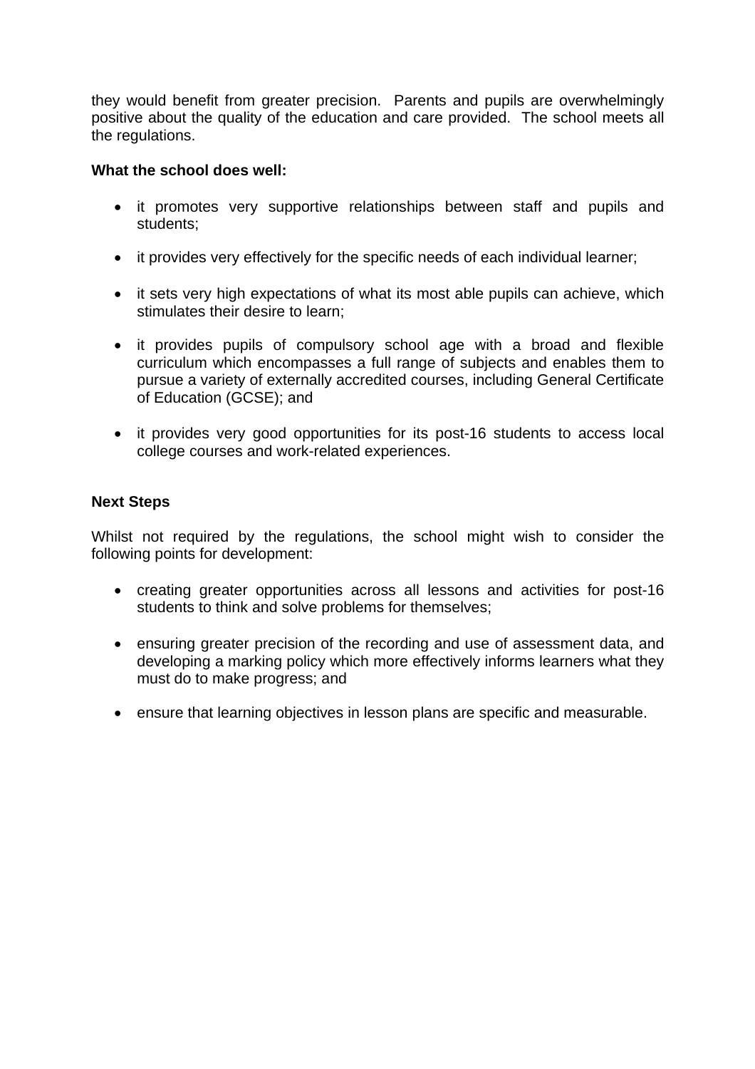they would benefit from greater precision. Parents and pupils are overwhelmingly positive about the quality of the education and care provided. The school meets all the regulations.

**What the school does well:**

- it promotes very supportive relationships between staff and pupils and students;
- it provides very effectively for the specific needs of each individual learner;
- it sets very high expectations of what its most able pupils can achieve, which stimulates their desire to learn;
- it provides pupils of compulsory school age with a broad and flexible curriculum which encompasses a full range of subjects and enables them to pursue a variety of externally accredited courses, including General Certificate of Education (GCSE); and
- it provides very good opportunities for its post-16 students to access local college courses and work-related experiences.

**Next Steps**

Whilst not required by the regulations, the school might wish to consider the following points for development:

- creating greater opportunities across all lessons and activities for post-16 students to think and solve problems for themselves;
- ensuring greater precision of the recording and use of assessment data, and developing a marking policy which more effectively informs learners what they must do to make progress; and
- ensure that learning objectives in lesson plans are specific and measurable.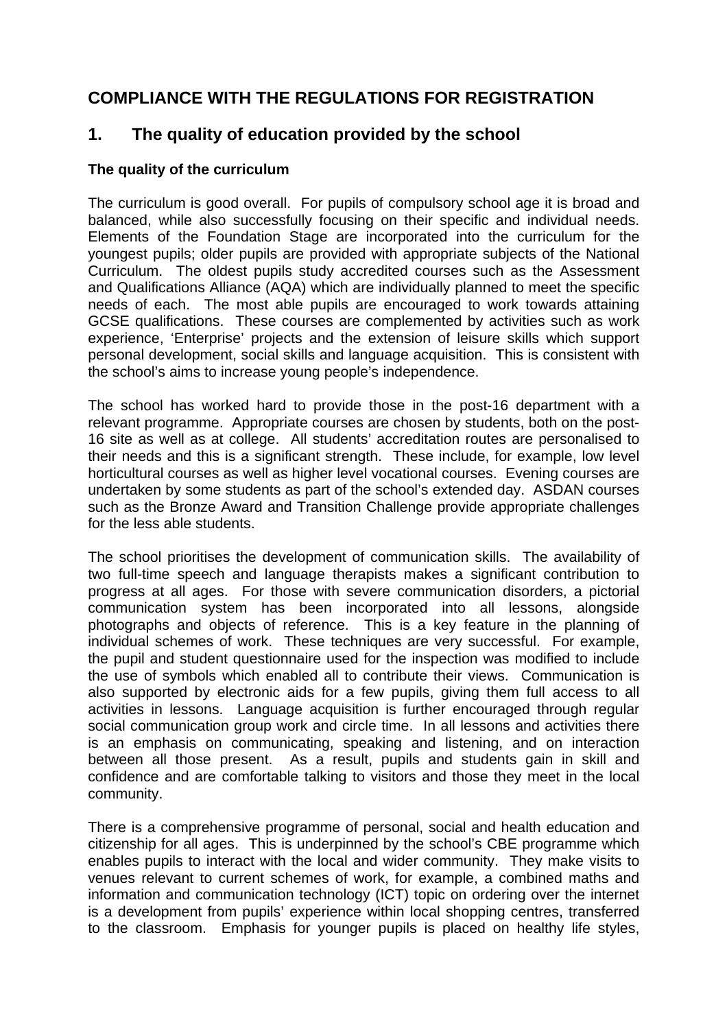## COMPLIANCE WITH THE REGULATIONS FOR REGISTRATION

## 1. The quality of education provided by the school

### The quality of the curriculum

The curriculum is good overall. For pupils of compulsory school age it is broad and balanced, while also successfully focusing on their specific and individual needs. Elements of the Foundation Stage are incorporated into the curriculum for the youngest pupils; older pupils are provided with appropriate subjects of the National Curriculum. The oldest pupils study accredited courses such as the Assessment and Qualifications Alliance (AQA) which are individually planned to meet the specific needs of each. The most able pupils are encouraged to work towards attaining GCSE qualifications. These courses are complemented by activities such as work experience, 'Enterprise' projects and the extension of leisure skills which support personal development, social skills and language acquisition. This is consistent with the school's aims to increase young people's independence.

The school has worked hard to provide those in the post-16 department with a relevant programme. Appropriate courses are chosen by students, both on the post-16 site as well as at college. All students' accreditation routes are personalised to their needs and this is a significant strength. These include, for example, low level horticultural courses as well as higher level vocational courses. Evening courses are undertaken by some students as part of the school's extended day. ASDAN courses such as the Bronze Award and Transition Challenge provide appropriate challenges for the less able students.

The school prioritises the development of communication skills. The availability of two full-time speech and language therapists makes a significant contribution to progress at all ages. For those with severe communication disorders, a pictorial communication system has been incorporated into all lessons, alongside photographs and objects of reference. This is a key feature in the planning of individual schemes of work. These techniques are very successful. For example, the pupil and student questionnaire used for the inspection was modified to include the use of symbols which enabled all to contribute their views. Communication is also supported by electronic aids for a few pupils, giving them full access to all activities in lessons. Language acquisition is further encouraged through regular social communication group work and circle time. In all lessons and activities there is an emphasis on communicating, speaking and listening, and on interaction between all those present. As a result, pupils and students gain in skill and confidence and are comfortable talking to visitors and those they meet in the local community.

There is a comprehensive programme of personal, social and health education and citizenship for all ages. This is underpinned by the school's CBE programme which enables pupils to interact with the local and wider community. They make visits to venues relevant to current schemes of work, for example, a combined maths and information and communication technology (ICT) topic on ordering over the internet is a development from pupils' experience within local shopping centres, transferred to the classroom. Emphasis for younger pupils is placed on healthy life styles,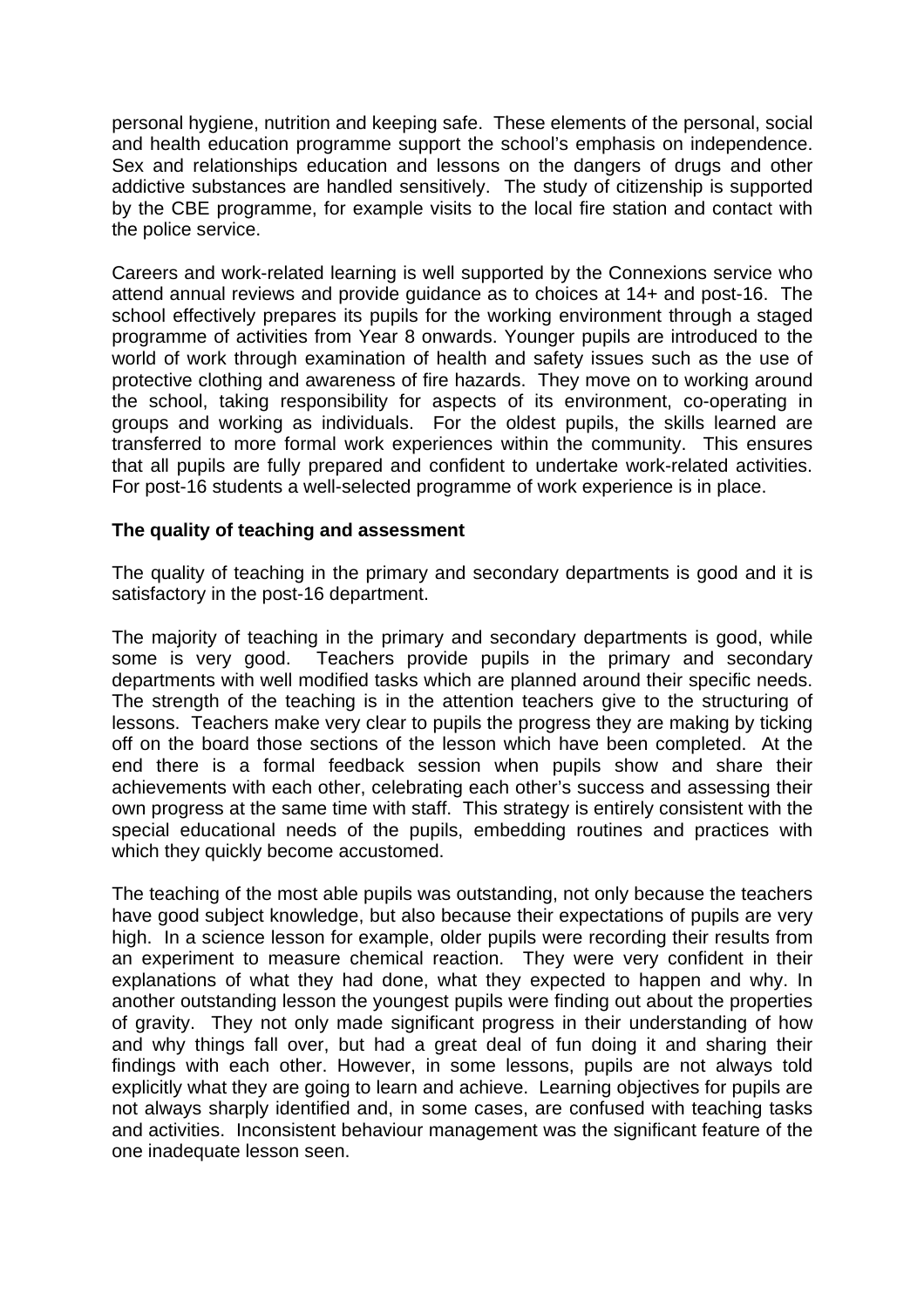personal hygiene, nutrition and keeping safe. These elements of the personal, social and health education programme support the school's emphasis on independence. Sex and relationships education and lessons on the dangers of drugs and other addictive substances are handled sensitively. The study of citizenship is supported by the CBE programme, for example visits to the local fire station and contact with the police service.

Careers and work-related learning is well supported by the Connexions service who attend annual reviews and provide guidance as to choices at 14+ and post-16. The school effectively prepares its pupils for the working environment through a staged programme of activities from Year 8 onwards. Younger pupils are introduced to the world of work through examination of health and safety issues such as the use of protective clothing and awareness of fire hazards. They move on to working around the school, taking responsibility for aspects of its environment, co-operating in groups and working as individuals. For the oldest pupils, the skills learned are transferred to more formal work experiences within the community. This ensures that all pupils are fully prepared and confident to undertake work-related activities. For post-16 students a well-selected programme of work experience is in place.

**The quality of teaching and assessment**

The quality of teaching in the primary and secondary departments is good and it is satisfactory in the post-16 department.

The majority of teaching in the primary and secondary departments is good, while some is very good. Teachers provide pupils in the primary and secondary departments with well modified tasks which are planned around their specific needs. The strength of the teaching is in the attention teachers give to the structuring of lessons. Teachers make very clear to pupils the progress they are making by ticking off on the board those sections of the lesson which have been completed. At the end there is a formal feedback session when pupils show and share their achievements with each other, celebrating each other's success and assessing their own progress at the same time with staff. This strategy is entirely consistent with the special educational needs of the pupils, embedding routines and practices with which they quickly become accustomed.

The teaching of the most able pupils was outstanding, not only because the teachers have good subject knowledge, but also because their expectations of pupils are very high. In a science lesson for example, older pupils were recording their results from an experiment to measure chemical reaction. They were very confident in their explanations of what they had done, what they expected to happen and why. In another outstanding lesson the youngest pupils were finding out about the properties of gravity. They not only made significant progress in their understanding of how and why things fall over, but had a great deal of fun doing it and sharing their findings with each other. However, in some lessons, pupils are not always told explicitly what they are going to learn and achieve. Learning objectives for pupils are not always sharply identified and, in some cases, are confused with teaching tasks and activities. Inconsistent behaviour management was the significant feature of the one inadequate lesson seen.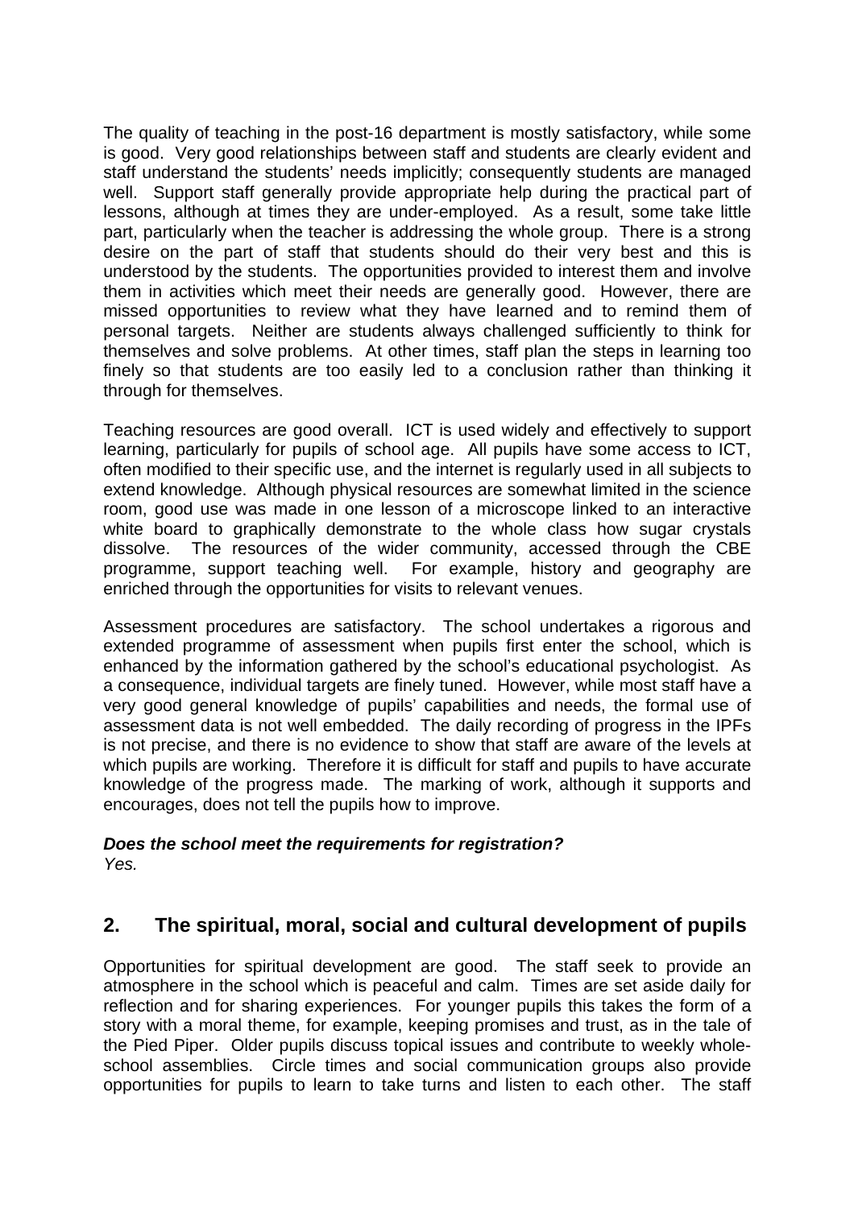The quality of teaching in the post-16 department is mostly satisfactory, while some is good. Very good relationships between staff and students are clearly evident and staff understand the students' needs implicitly; consequently students are managed well. Support staff generally provide appropriate help during the practical part of lessons, although at times they are under-employed. As a result, some take little part, particularly when the teacher is addressing the whole group. There is a strong desire on the part of staff that students should do their very best and this is understood by the students. The opportunities provided to interest them and involve them in activities which meet their needs are generally good. However, there are missed opportunities to review what they have learned and to remind them of personal targets. Neither are students always challenged sufficiently to think for themselves and solve problems. At other times, staff plan the steps in learning too finely so that students are too easily led to a conclusion rather than thinking it through for themselves.

Teaching resources are good overall. ICT is used widely and effectively to support learning, particularly for pupils of school age. All pupils have some access to ICT, often modified to their specific use, and the internet is regularly used in all subjects to extend knowledge. Although physical resources are somewhat limited in the science room, good use was made in one lesson of a microscope linked to an interactive white board to graphically demonstrate to the whole class how sugar crystals dissolve. The resources of the wider community, accessed through the CBE programme, support teaching well. For example, history and geography are enriched through the opportunities for visits to relevant venues.

Assessment procedures are satisfactory. The school undertakes a rigorous and extended programme of assessment when pupils first enter the school, which is enhanced by the information gathered by the school's educational psychologist. As a consequence, individual targets are finely tuned. However, while most staff have a very good general knowledge of pupils' capabilities and needs, the formal use of assessment data is not well embedded. The daily recording of progress in the IPFs is not precise, and there is no evidence to show that staff are aware of the levels at which pupils are working. Therefore it is difficult for staff and pupils to have accurate knowledge of the progress made. The marking of work, although it supports and encourages, does not tell the pupils how to improve.

***Does the school meet the requirements for registration?***
*Yes.*

## 2. The spiritual, moral, social and cultural development of pupils

Opportunities for spiritual development are good. The staff seek to provide an atmosphere in the school which is peaceful and calm. Times are set aside daily for reflection and for sharing experiences. For younger pupils this takes the form of a story with a moral theme, for example, keeping promises and trust, as in the tale of the Pied Piper. Older pupils discuss topical issues and contribute to weekly whole-school assemblies. Circle times and social communication groups also provide opportunities for pupils to learn to take turns and listen to each other. The staff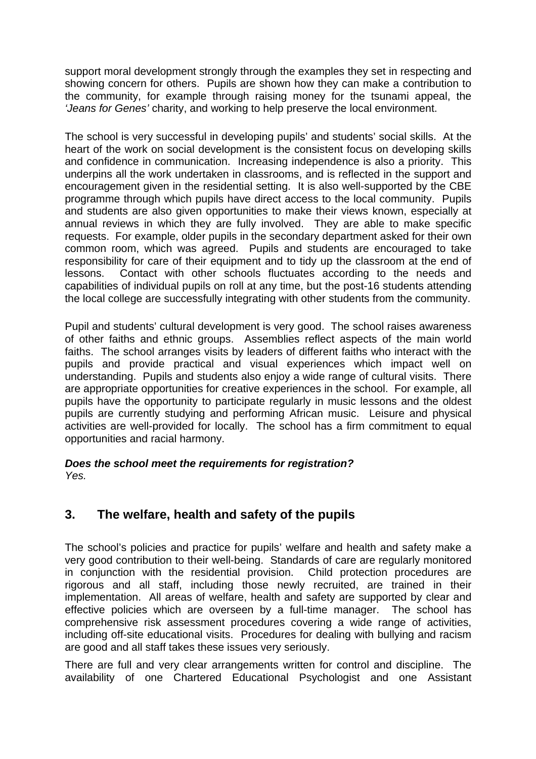support moral development strongly through the examples they set in respecting and showing concern for others. Pupils are shown how they can make a contribution to the community, for example through raising money for the tsunami appeal, the *'Jeans for Genes'* charity, and working to help preserve the local environment.

The school is very successful in developing pupils' and students' social skills. At the heart of the work on social development is the consistent focus on developing skills and confidence in communication. Increasing independence is also a priority. This underpins all the work undertaken in classrooms, and is reflected in the support and encouragement given in the residential setting. It is also well-supported by the CBE programme through which pupils have direct access to the local community. Pupils and students are also given opportunities to make their views known, especially at annual reviews in which they are fully involved. They are able to make specific requests. For example, older pupils in the secondary department asked for their own common room, which was agreed. Pupils and students are encouraged to take responsibility for care of their equipment and to tidy up the classroom at the end of lessons. Contact with other schools fluctuates according to the needs and capabilities of individual pupils on roll at any time, but the post-16 students attending the local college are successfully integrating with other students from the community.

Pupil and students' cultural development is very good. The school raises awareness of other faiths and ethnic groups. Assemblies reflect aspects of the main world faiths. The school arranges visits by leaders of different faiths who interact with the pupils and provide practical and visual experiences which impact well on understanding. Pupils and students also enjoy a wide range of cultural visits. There are appropriate opportunities for creative experiences in the school. For example, all pupils have the opportunity to participate regularly in music lessons and the oldest pupils are currently studying and performing African music. Leisure and physical activities are well-provided for locally. The school has a firm commitment to equal opportunities and racial harmony.

***Does the school meet the requirements for registration?***
*Yes.*

## 3. The welfare, health and safety of the pupils

The school's policies and practice for pupils' welfare and health and safety make a very good contribution to their well-being. Standards of care are regularly monitored in conjunction with the residential provision. Child protection procedures are rigorous and all staff, including those newly recruited, are trained in their implementation. All areas of welfare, health and safety are supported by clear and effective policies which are overseen by a full-time manager. The school has comprehensive risk assessment procedures covering a wide range of activities, including off-site educational visits. Procedures for dealing with bullying and racism are good and all staff takes these issues very seriously.

There are full and very clear arrangements written for control and discipline. The availability of one Chartered Educational Psychologist and one Assistant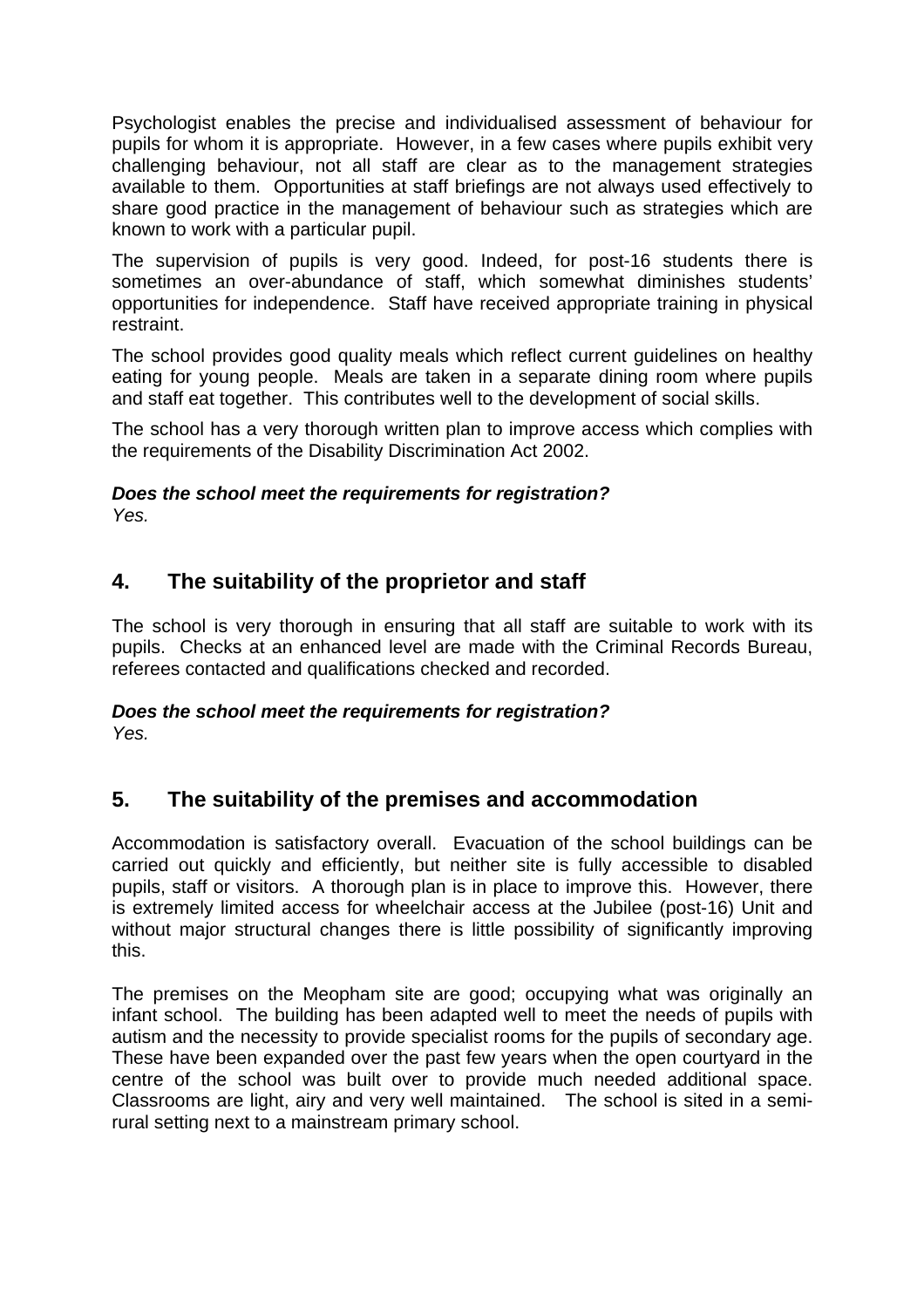Psychologist enables the precise and individualised assessment of behaviour for pupils for whom it is appropriate. However, in a few cases where pupils exhibit very challenging behaviour, not all staff are clear as to the management strategies available to them. Opportunities at staff briefings are not always used effectively to share good practice in the management of behaviour such as strategies which are known to work with a particular pupil.

The supervision of pupils is very good. Indeed, for post-16 students there is sometimes an over-abundance of staff, which somewhat diminishes students' opportunities for independence. Staff have received appropriate training in physical restraint.

The school provides good quality meals which reflect current guidelines on healthy eating for young people. Meals are taken in a separate dining room where pupils and staff eat together. This contributes well to the development of social skills.

The school has a very thorough written plan to improve access which complies with the requirements of the Disability Discrimination Act 2002.

***Does the school meet the requirements for registration?***
*Yes.*

## 4. The suitability of the proprietor and staff

The school is very thorough in ensuring that all staff are suitable to work with its pupils. Checks at an enhanced level are made with the Criminal Records Bureau, referees contacted and qualifications checked and recorded.

***Does the school meet the requirements for registration?***
*Yes.*

## 5. The suitability of the premises and accommodation

Accommodation is satisfactory overall. Evacuation of the school buildings can be carried out quickly and efficiently, but neither site is fully accessible to disabled pupils, staff or visitors. A thorough plan is in place to improve this. However, there is extremely limited access for wheelchair access at the Jubilee (post-16) Unit and without major structural changes there is little possibility of significantly improving this.

The premises on the Meopham site are good; occupying what was originally an infant school. The building has been adapted well to meet the needs of pupils with autism and the necessity to provide specialist rooms for the pupils of secondary age. These have been expanded over the past few years when the open courtyard in the centre of the school was built over to provide much needed additional space. Classrooms are light, airy and very well maintained. The school is sited in a semi-rural setting next to a mainstream primary school.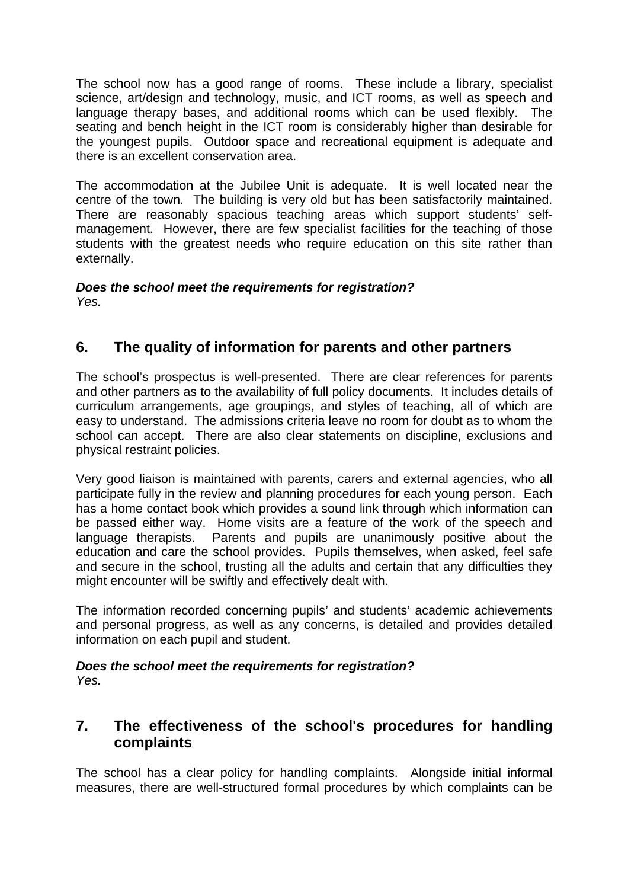The school now has a good range of rooms. These include a library, specialist science, art/design and technology, music, and ICT rooms, as well as speech and language therapy bases, and additional rooms which can be used flexibly. The seating and bench height in the ICT room is considerably higher than desirable for the youngest pupils. Outdoor space and recreational equipment is adequate and there is an excellent conservation area.

The accommodation at the Jubilee Unit is adequate. It is well located near the centre of the town. The building is very old but has been satisfactorily maintained. There are reasonably spacious teaching areas which support students' self-management. However, there are few specialist facilities for the teaching of those students with the greatest needs who require education on this site rather than externally.

***Does the school meet the requirements for registration?***
*Yes.*

## 6. The quality of information for parents and other partners

The school's prospectus is well-presented. There are clear references for parents and other partners as to the availability of full policy documents. It includes details of curriculum arrangements, age groupings, and styles of teaching, all of which are easy to understand. The admissions criteria leave no room for doubt as to whom the school can accept. There are also clear statements on discipline, exclusions and physical restraint policies.

Very good liaison is maintained with parents, carers and external agencies, who all participate fully in the review and planning procedures for each young person. Each has a home contact book which provides a sound link through which information can be passed either way. Home visits are a feature of the work of the speech and language therapists. Parents and pupils are unanimously positive about the education and care the school provides. Pupils themselves, when asked, feel safe and secure in the school, trusting all the adults and certain that any difficulties they might encounter will be swiftly and effectively dealt with.

The information recorded concerning pupils' and students' academic achievements and personal progress, as well as any concerns, is detailed and provides detailed information on each pupil and student.

***Does the school meet the requirements for registration?***
*Yes.*

## 7. The effectiveness of the school's procedures for handling complaints

The school has a clear policy for handling complaints. Alongside initial informal measures, there are well-structured formal procedures by which complaints can be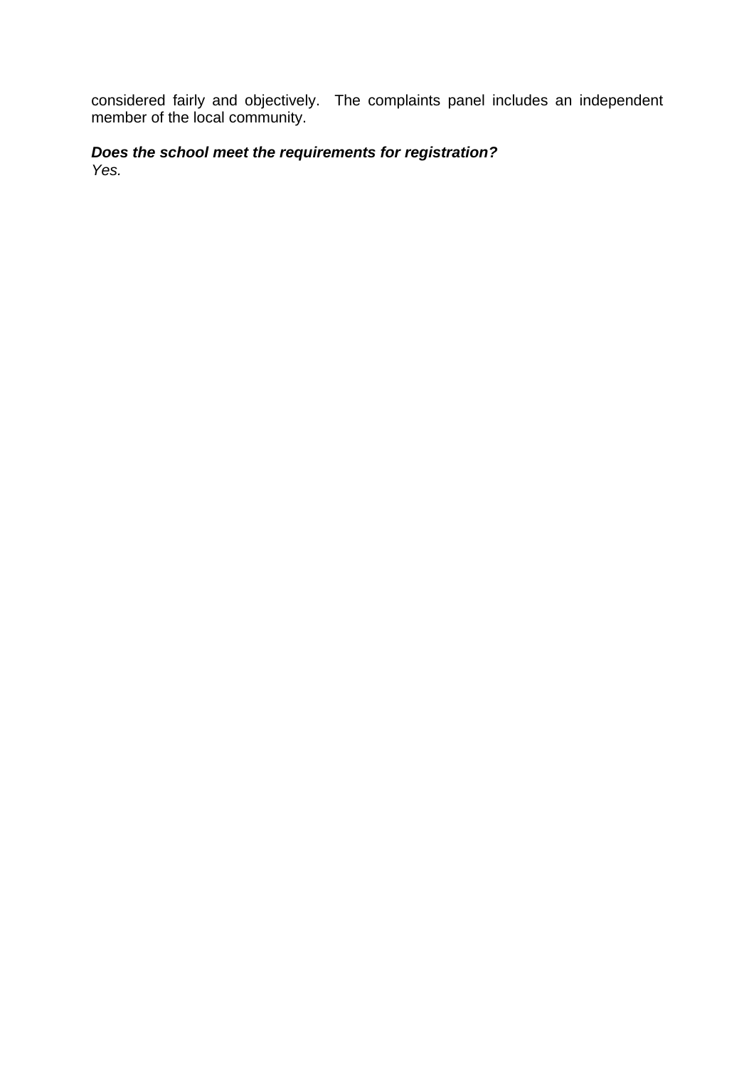considered fairly and objectively. The complaints panel includes an independent member of the local community.

***Does the school meet the requirements for registration?***

*Yes.*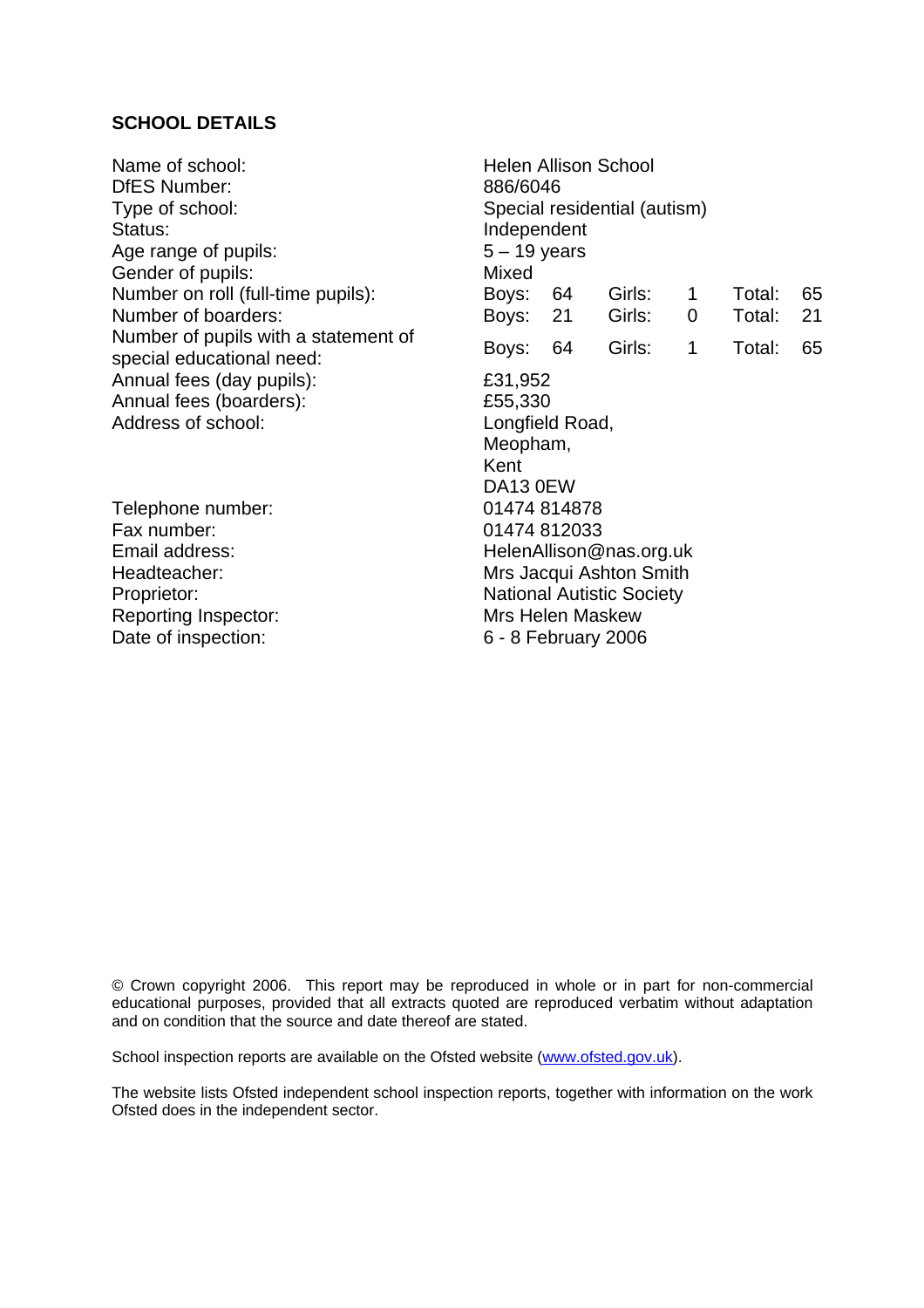## SCHOOL DETAILS

| | |
|---|---|
| Name of school: | Helen Allison School |
| DfES Number: | 886/6046 |
| Type of school: | Special residential (autism) |
| Status: | Independent |
| Age range of pupils: | 5 – 19 years |
| Gender of pupils: | Mixed |
| Number on roll (full-time pupils): | Boys: 64 Girls: 1 Total: 65 |
| Number of boarders: | Boys: 21 Girls: 0 Total: 21 |
| Number of pupils with a statement of special educational need: | Boys: 64 Girls: 1 Total: 65 |
| Annual fees (day pupils): | £31,952 |
| Annual fees (boarders): | £55,330 |
| Address of school: | Longfield Road, Meopham, Kent DA13 0EW |
| Telephone number: | 01474 814878 |
| Fax number: | 01474 812033 |
| Email address: | HelenAllison@nas.org.uk |
| Headteacher: | Mrs Jacqui Ashton Smith |
| Proprietor: | National Autistic Society |
| Reporting Inspector: | Mrs Helen Maskew |
| Date of inspection: | 6 - 8 February 2006 |

© Crown copyright 2006. This report may be reproduced in whole or in part for non-commercial educational purposes, provided that all extracts quoted are reproduced verbatim without adaptation and on condition that the source and date thereof are stated.

School inspection reports are available on the Ofsted website (www.ofsted.gov.uk).

The website lists Ofsted independent school inspection reports, together with information on the work Ofsted does in the independent sector.